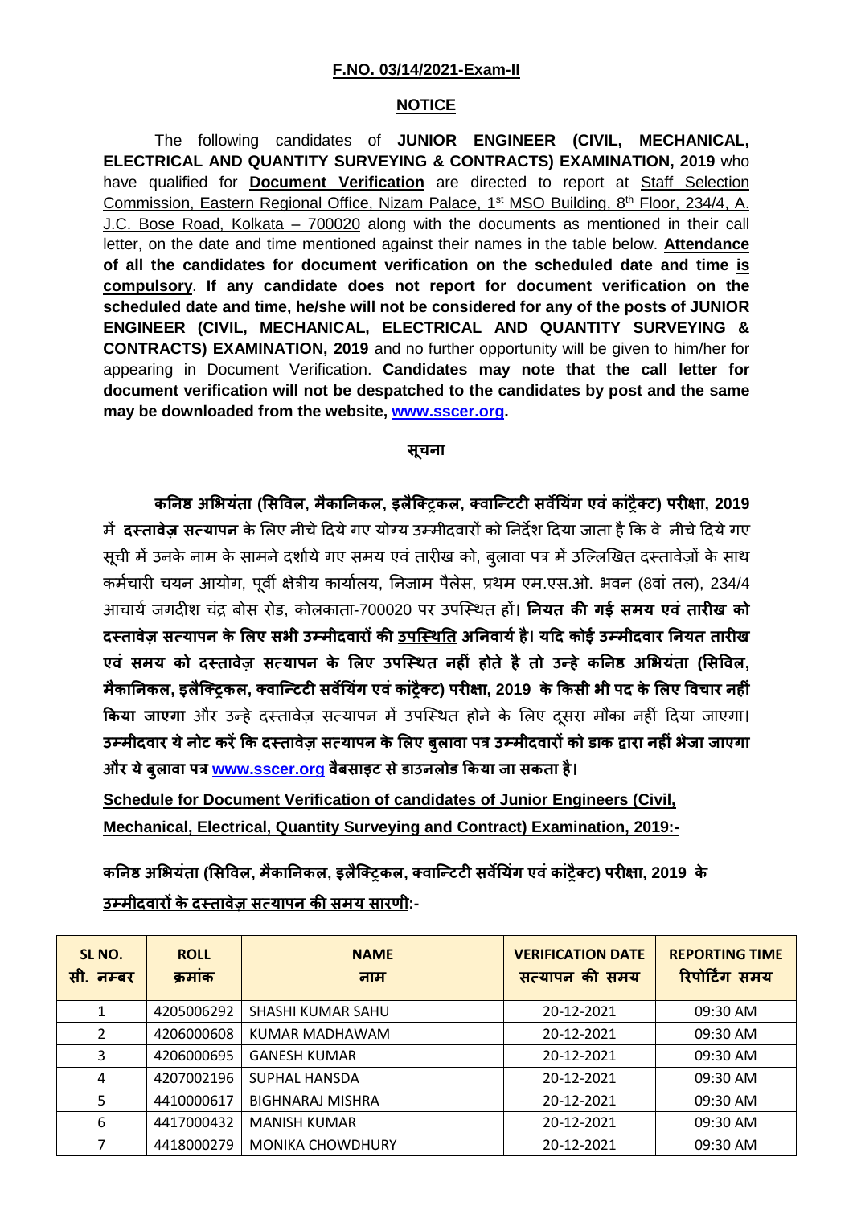**F.NO. 03/14/2021-Exam-II**

**NOTICE**

The following candidates of **JUNIOR ENGINEER (CIVIL, MECHANICAL, ELECTRICAL AND QUANTITY SURVEYING & CONTRACTS) EXAMINATION, 2019** who have qualified for **Document Verification** are directed to report at Staff Selection Commission, Eastern Regional Office, Nizam Palace, 1st MSO Building, 8th Floor, 234/4, A. J.C. Bose Road, Kolkata – 700020 along with the documents as mentioned in their call letter, on the date and time mentioned against their names in the table below. **Attendance of all the candidates for document verification on the scheduled date and time is compulsory**. **If any candidate does not report for document verification on the scheduled date and time, he/she will not be considered for any of the posts of JUNIOR ENGINEER (CIVIL, MECHANICAL, ELECTRICAL AND QUANTITY SURVEYING & CONTRACTS) EXAMINATION, 2019** and no further opportunity will be given to him/her for appearing in Document Verification. **Candidates may note that the call letter for document verification will not be despatched to the candidates by post and the same may be downloaded from the website, www.sscer.org.**

**सूचना**

**कनिष्ठ अभियंता (सिविल, मैकानिकल, इलैक्ट्रिकल, क्वान्टिटी सर्वेयिंग एवं कांट्रैक्ट) परीक्षा, 2019** में **दस्तावेज़ सत्यापन** के लिए नीचे दिये गए योग्य उम्मीदवारों को निर्देश दिया जाता है कि वे नीचे दिये गए सूची में उनके नाम के सामने दर्शाये गए समय एवं तारीख को, बुलावा पत्र में उल्लिखित दस्तावेज़ों के साथ कर्मचारी चयन आयोग, पूर्वी क्षेत्रीय कार्यालय, निजाम पैलेस, प्रथम एम.एस.ओ. भवन (8वां तल), 234/4 आचार्य जगदीश चंद्र बोस रोड, कोलकाता-700020 पर उपस्थित हों। **नियत की गई समय एवं तारीख को दस्तावेज़ सत्यापन के लिए सभी उम्मीदवारों की उपस्थिति अनिवार्य है। यदि कोई उम्मीदवार नियत तारीख एवं समय को दस्तावेज़ सत्यापन के लिए उपस्थित नहीं होते है तो उन्हे कनिष्ठ अभियंता (सिविल, मैकानिकल, इलैक्ट्रिकल, क्वान्टिटी सर्वेयिंग एवं कांट्रैक्ट) परीक्षा, 2019 के किसी भी पद के लिए विचार नहीं किया जाएगा** और उन्हे दस्तावेज़ सत्यापन में उपस्थित होने के लिए दूसरा मौका नहीं दिया जाएगा। **उम्मीदवार ये नोट करें कि दस्तावेज़ सत्यापन के लिए बुलावा पत्र उम्मीदवारों को डाक द्वारा नहीं भेजा जाएगा और ये बुलावा पत्र www.sscer.org वैबसाइट से डाउनलोड किया जा सकता है।**

**Schedule for Document Verification of candidates of Junior Engineers (Civil, Mechanical, Electrical, Quantity Surveying and Contract) Examination, 2019:-**

**कनिष्ठ अभियंता (सिविल, मैकानिकल, इलैक्ट्रिकल, क्वान्टिटी सर्वेयिंग एवं कांट्रैक्ट) परीक्षा, 2019 के उम्मीदवारों के दस्तावेज़ सत्यापन की समय सारणी:-**

| SL NO. सी. नम्बर | ROLL क्रमांक | NAME नाम | VERIFICATION DATE सत्यापन की समय | REPORTING TIME रिपोर्टिंग समय |
|---|---|---|---|---|
| 1 | 4205006292 | SHASHI KUMAR SAHU | 20-12-2021 | 09:30 AM |
| 2 | 4206000608 | KUMAR MADHAWAM | 20-12-2021 | 09:30 AM |
| 3 | 4206000695 | GANESH KUMAR | 20-12-2021 | 09:30 AM |
| 4 | 4207002196 | SUPHAL HANSDA | 20-12-2021 | 09:30 AM |
| 5 | 4410000617 | BIGHNARAJ MISHRA | 20-12-2021 | 09:30 AM |
| 6 | 4417000432 | MANISH KUMAR | 20-12-2021 | 09:30 AM |
| 7 | 4418000279 | MONIKA CHOWDHURY | 20-12-2021 | 09:30 AM |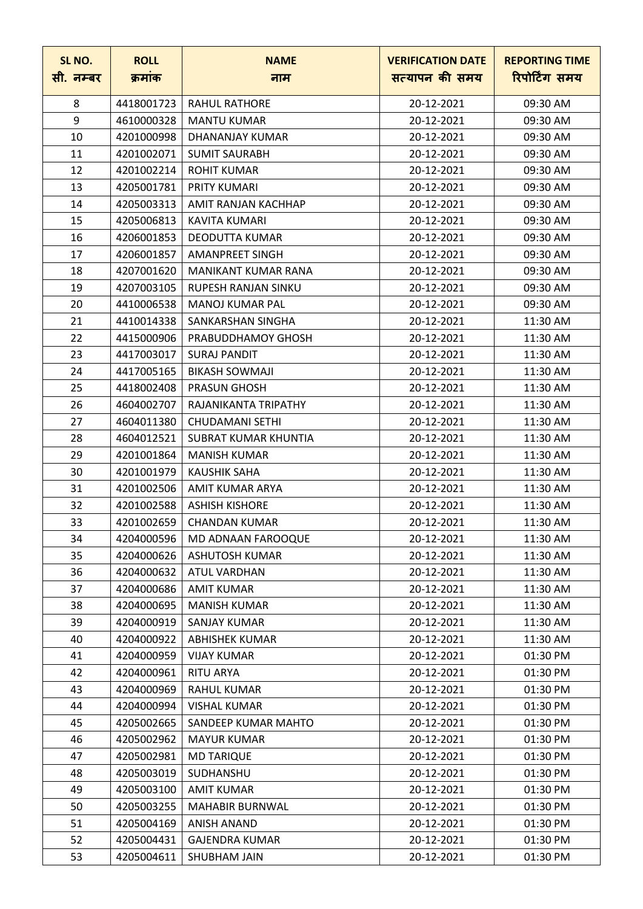| SL NO. सी. नम्बर | ROLL क्रमांक | NAME नाम | VERIFICATION DATE सत्यापन की समय | REPORTING TIME रिपोर्टिंग समय |
|---|---|---|---|---|
| 8 | 4418001723 | RAHUL RATHORE | 20-12-2021 | 09:30 AM |
| 9 | 4610000328 | MANTU KUMAR | 20-12-2021 | 09:30 AM |
| 10 | 4201000998 | DHANANJAY KUMAR | 20-12-2021 | 09:30 AM |
| 11 | 4201002071 | SUMIT SAURABH | 20-12-2021 | 09:30 AM |
| 12 | 4201002214 | ROHIT KUMAR | 20-12-2021 | 09:30 AM |
| 13 | 4205001781 | PRITY KUMARI | 20-12-2021 | 09:30 AM |
| 14 | 4205003313 | AMIT RANJAN KACHHAP | 20-12-2021 | 09:30 AM |
| 15 | 4205006813 | KAVITA KUMARI | 20-12-2021 | 09:30 AM |
| 16 | 4206001853 | DEODUTTA KUMAR | 20-12-2021 | 09:30 AM |
| 17 | 4206001857 | AMANPREET SINGH | 20-12-2021 | 09:30 AM |
| 18 | 4207001620 | MANIKANT KUMAR RANA | 20-12-2021 | 09:30 AM |
| 19 | 4207003105 | RUPESH RANJAN SINKU | 20-12-2021 | 09:30 AM |
| 20 | 4410006538 | MANOJ KUMAR PAL | 20-12-2021 | 09:30 AM |
| 21 | 4410014338 | SANKARSHAN SINGHA | 20-12-2021 | 11:30 AM |
| 22 | 4415000906 | PRABUDDHAMOY GHOSH | 20-12-2021 | 11:30 AM |
| 23 | 4417003017 | SURAJ PANDIT | 20-12-2021 | 11:30 AM |
| 24 | 4417005165 | BIKASH SOWMAJI | 20-12-2021 | 11:30 AM |
| 25 | 4418002408 | PRASUN GHOSH | 20-12-2021 | 11:30 AM |
| 26 | 4604002707 | RAJANIKANTA TRIPATHY | 20-12-2021 | 11:30 AM |
| 27 | 4604011380 | CHUDAMANI SETHI | 20-12-2021 | 11:30 AM |
| 28 | 4604012521 | SUBRAT KUMAR KHUNTIA | 20-12-2021 | 11:30 AM |
| 29 | 4201001864 | MANISH KUMAR | 20-12-2021 | 11:30 AM |
| 30 | 4201001979 | KAUSHIK SAHA | 20-12-2021 | 11:30 AM |
| 31 | 4201002506 | AMIT KUMAR ARYA | 20-12-2021 | 11:30 AM |
| 32 | 4201002588 | ASHISH KISHORE | 20-12-2021 | 11:30 AM |
| 33 | 4201002659 | CHANDAN KUMAR | 20-12-2021 | 11:30 AM |
| 34 | 4204000596 | MD ADNAAN FAROOQUE | 20-12-2021 | 11:30 AM |
| 35 | 4204000626 | ASHUTOSH KUMAR | 20-12-2021 | 11:30 AM |
| 36 | 4204000632 | ATUL VARDHAN | 20-12-2021 | 11:30 AM |
| 37 | 4204000686 | AMIT KUMAR | 20-12-2021 | 11:30 AM |
| 38 | 4204000695 | MANISH KUMAR | 20-12-2021 | 11:30 AM |
| 39 | 4204000919 | SANJAY KUMAR | 20-12-2021 | 11:30 AM |
| 40 | 4204000922 | ABHISHEK KUMAR | 20-12-2021 | 11:30 AM |
| 41 | 4204000959 | VIJAY KUMAR | 20-12-2021 | 01:30 PM |
| 42 | 4204000961 | RITU ARYA | 20-12-2021 | 01:30 PM |
| 43 | 4204000969 | RAHUL KUMAR | 20-12-2021 | 01:30 PM |
| 44 | 4204000994 | VISHAL KUMAR | 20-12-2021 | 01:30 PM |
| 45 | 4205002665 | SANDEEP KUMAR MAHTO | 20-12-2021 | 01:30 PM |
| 46 | 4205002962 | MAYUR KUMAR | 20-12-2021 | 01:30 PM |
| 47 | 4205002981 | MD TARIQUE | 20-12-2021 | 01:30 PM |
| 48 | 4205003019 | SUDHANSHU | 20-12-2021 | 01:30 PM |
| 49 | 4205003100 | AMIT KUMAR | 20-12-2021 | 01:30 PM |
| 50 | 4205003255 | MAHABIR BURNWAL | 20-12-2021 | 01:30 PM |
| 51 | 4205004169 | ANISH ANAND | 20-12-2021 | 01:30 PM |
| 52 | 4205004431 | GAJENDRA KUMAR | 20-12-2021 | 01:30 PM |
| 53 | 4205004611 | SHUBHAM JAIN | 20-12-2021 | 01:30 PM |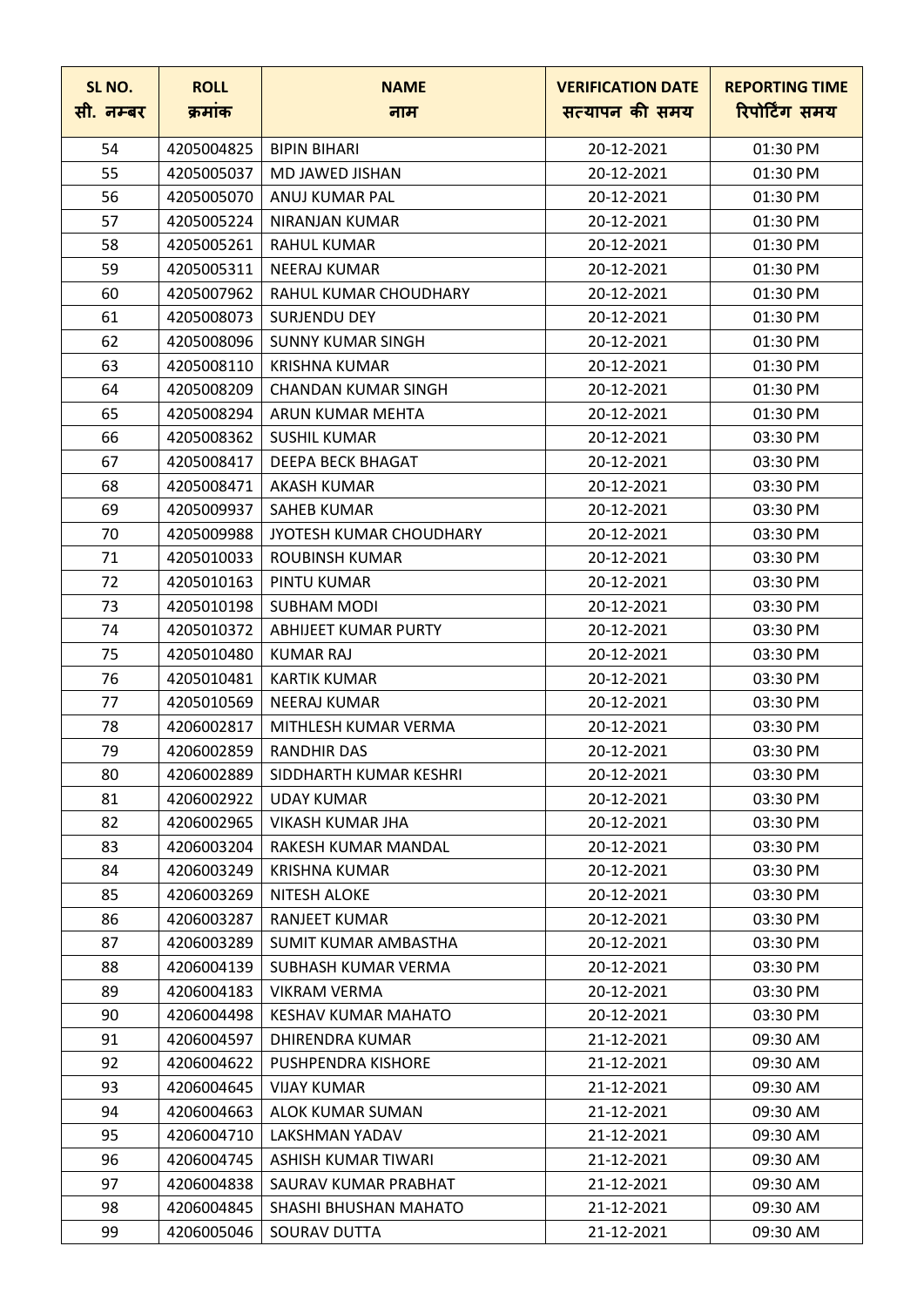| SL NO. सी. नम्बर | ROLL क्रमांक | NAME नाम | VERIFICATION DATE सत्यापन की समय | REPORTING TIME रिपोर्टिंग समय |
|---|---|---|---|---|
| 54 | 4205004825 | BIPIN BIHARI | 20-12-2021 | 01:30 PM |
| 55 | 4205005037 | MD JAWED JISHAN | 20-12-2021 | 01:30 PM |
| 56 | 4205005070 | ANUJ KUMAR PAL | 20-12-2021 | 01:30 PM |
| 57 | 4205005224 | NIRANJAN KUMAR | 20-12-2021 | 01:30 PM |
| 58 | 4205005261 | RAHUL KUMAR | 20-12-2021 | 01:30 PM |
| 59 | 4205005311 | NEERAJ KUMAR | 20-12-2021 | 01:30 PM |
| 60 | 4205007962 | RAHUL KUMAR CHOUDHARY | 20-12-2021 | 01:30 PM |
| 61 | 4205008073 | SURJENDU DEY | 20-12-2021 | 01:30 PM |
| 62 | 4205008096 | SUNNY KUMAR SINGH | 20-12-2021 | 01:30 PM |
| 63 | 4205008110 | KRISHNA KUMAR | 20-12-2021 | 01:30 PM |
| 64 | 4205008209 | CHANDAN KUMAR SINGH | 20-12-2021 | 01:30 PM |
| 65 | 4205008294 | ARUN KUMAR MEHTA | 20-12-2021 | 01:30 PM |
| 66 | 4205008362 | SUSHIL KUMAR | 20-12-2021 | 03:30 PM |
| 67 | 4205008417 | DEEPA BECK BHAGAT | 20-12-2021 | 03:30 PM |
| 68 | 4205008471 | AKASH KUMAR | 20-12-2021 | 03:30 PM |
| 69 | 4205009937 | SAHEB KUMAR | 20-12-2021 | 03:30 PM |
| 70 | 4205009988 | JYOTESH KUMAR CHOUDHARY | 20-12-2021 | 03:30 PM |
| 71 | 4205010033 | ROUBINSH KUMAR | 20-12-2021 | 03:30 PM |
| 72 | 4205010163 | PINTU KUMAR | 20-12-2021 | 03:30 PM |
| 73 | 4205010198 | SUBHAM MODI | 20-12-2021 | 03:30 PM |
| 74 | 4205010372 | ABHIJEET KUMAR PURTY | 20-12-2021 | 03:30 PM |
| 75 | 4205010480 | KUMAR RAJ | 20-12-2021 | 03:30 PM |
| 76 | 4205010481 | KARTIK KUMAR | 20-12-2021 | 03:30 PM |
| 77 | 4205010569 | NEERAJ KUMAR | 20-12-2021 | 03:30 PM |
| 78 | 4206002817 | MITHLESH KUMAR VERMA | 20-12-2021 | 03:30 PM |
| 79 | 4206002859 | RANDHIR DAS | 20-12-2021 | 03:30 PM |
| 80 | 4206002889 | SIDDHARTH KUMAR KESHRI | 20-12-2021 | 03:30 PM |
| 81 | 4206002922 | UDAY KUMAR | 20-12-2021 | 03:30 PM |
| 82 | 4206002965 | VIKASH KUMAR JHA | 20-12-2021 | 03:30 PM |
| 83 | 4206003204 | RAKESH KUMAR MANDAL | 20-12-2021 | 03:30 PM |
| 84 | 4206003249 | KRISHNA KUMAR | 20-12-2021 | 03:30 PM |
| 85 | 4206003269 | NITESH ALOKE | 20-12-2021 | 03:30 PM |
| 86 | 4206003287 | RANJEET KUMAR | 20-12-2021 | 03:30 PM |
| 87 | 4206003289 | SUMIT KUMAR AMBASTHA | 20-12-2021 | 03:30 PM |
| 88 | 4206004139 | SUBHASH KUMAR VERMA | 20-12-2021 | 03:30 PM |
| 89 | 4206004183 | VIKRAM VERMA | 20-12-2021 | 03:30 PM |
| 90 | 4206004498 | KESHAV KUMAR MAHATO | 20-12-2021 | 03:30 PM |
| 91 | 4206004597 | DHIRENDRA KUMAR | 21-12-2021 | 09:30 AM |
| 92 | 4206004622 | PUSHPENDRA KISHORE | 21-12-2021 | 09:30 AM |
| 93 | 4206004645 | VIJAY KUMAR | 21-12-2021 | 09:30 AM |
| 94 | 4206004663 | ALOK KUMAR SUMAN | 21-12-2021 | 09:30 AM |
| 95 | 4206004710 | LAKSHMAN YADAV | 21-12-2021 | 09:30 AM |
| 96 | 4206004745 | ASHISH KUMAR TIWARI | 21-12-2021 | 09:30 AM |
| 97 | 4206004838 | SAURAV KUMAR PRABHAT | 21-12-2021 | 09:30 AM |
| 98 | 4206004845 | SHASHI BHUSHAN MAHATO | 21-12-2021 | 09:30 AM |
| 99 | 4206005046 | SOURAV DUTTA | 21-12-2021 | 09:30 AM |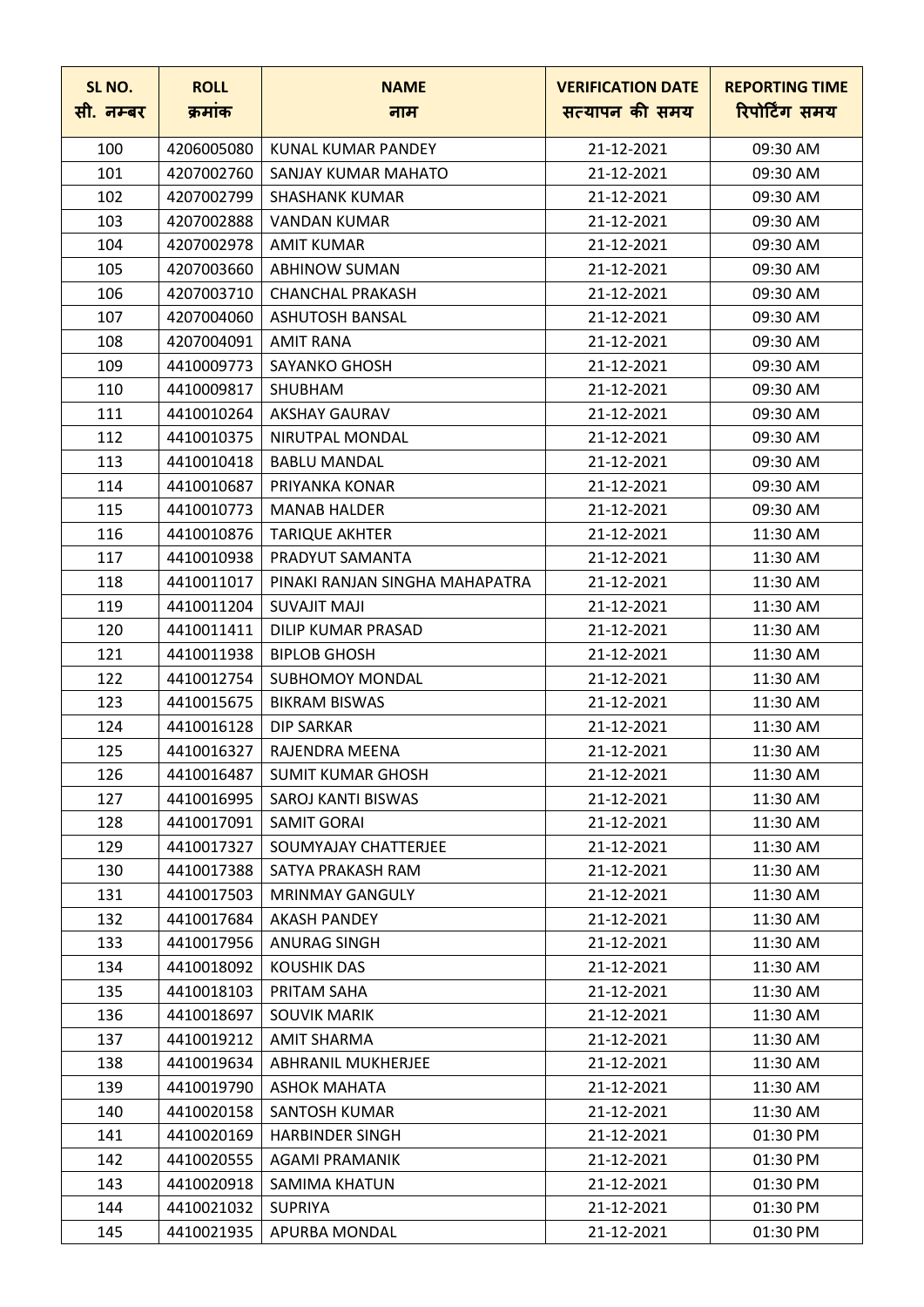| SL NO.<br>सी. नम्बर | ROLL<br>क्रमांक | NAME<br>नाम | VERIFICATION DATE<br>सत्यापन की समय | REPORTING TIME<br>रिपोर्टिंग समय |
|---|---|---|---|---|
| 100 | 4206005080 | KUNAL KUMAR PANDEY | 21-12-2021 | 09:30 AM |
| 101 | 4207002760 | SANJAY KUMAR MAHATO | 21-12-2021 | 09:30 AM |
| 102 | 4207002799 | SHASHANK KUMAR | 21-12-2021 | 09:30 AM |
| 103 | 4207002888 | VANDAN KUMAR | 21-12-2021 | 09:30 AM |
| 104 | 4207002978 | AMIT KUMAR | 21-12-2021 | 09:30 AM |
| 105 | 4207003660 | ABHINOW SUMAN | 21-12-2021 | 09:30 AM |
| 106 | 4207003710 | CHANCHAL PRAKASH | 21-12-2021 | 09:30 AM |
| 107 | 4207004060 | ASHUTOSH BANSAL | 21-12-2021 | 09:30 AM |
| 108 | 4207004091 | AMIT RANA | 21-12-2021 | 09:30 AM |
| 109 | 4410009773 | SAYANKO GHOSH | 21-12-2021 | 09:30 AM |
| 110 | 4410009817 | SHUBHAM | 21-12-2021 | 09:30 AM |
| 111 | 4410010264 | AKSHAY GAURAV | 21-12-2021 | 09:30 AM |
| 112 | 4410010375 | NIRUTPAL MONDAL | 21-12-2021 | 09:30 AM |
| 113 | 4410010418 | BABLU MANDAL | 21-12-2021 | 09:30 AM |
| 114 | 4410010687 | PRIYANKA KONAR | 21-12-2021 | 09:30 AM |
| 115 | 4410010773 | MANAB HALDER | 21-12-2021 | 09:30 AM |
| 116 | 4410010876 | TARIQUE AKHTER | 21-12-2021 | 11:30 AM |
| 117 | 4410010938 | PRADYUT SAMANTA | 21-12-2021 | 11:30 AM |
| 118 | 4410011017 | PINAKI RANJAN SINGHA MAHAPATRA | 21-12-2021 | 11:30 AM |
| 119 | 4410011204 | SUVAJIT MAJI | 21-12-2021 | 11:30 AM |
| 120 | 4410011411 | DILIP KUMAR PRASAD | 21-12-2021 | 11:30 AM |
| 121 | 4410011938 | BIPLOB GHOSH | 21-12-2021 | 11:30 AM |
| 122 | 4410012754 | SUBHOMOY MONDAL | 21-12-2021 | 11:30 AM |
| 123 | 4410015675 | BIKRAM BISWAS | 21-12-2021 | 11:30 AM |
| 124 | 4410016128 | DIP SARKAR | 21-12-2021 | 11:30 AM |
| 125 | 4410016327 | RAJENDRA MEENA | 21-12-2021 | 11:30 AM |
| 126 | 4410016487 | SUMIT KUMAR GHOSH | 21-12-2021 | 11:30 AM |
| 127 | 4410016995 | SAROJ KANTI BISWAS | 21-12-2021 | 11:30 AM |
| 128 | 4410017091 | SAMIT GORAI | 21-12-2021 | 11:30 AM |
| 129 | 4410017327 | SOUMYAJAY CHATTERJEE | 21-12-2021 | 11:30 AM |
| 130 | 4410017388 | SATYA PRAKASH RAM | 21-12-2021 | 11:30 AM |
| 131 | 4410017503 | MRINMAY GANGULY | 21-12-2021 | 11:30 AM |
| 132 | 4410017684 | AKASH PANDEY | 21-12-2021 | 11:30 AM |
| 133 | 4410017956 | ANURAG SINGH | 21-12-2021 | 11:30 AM |
| 134 | 4410018092 | KOUSHIK DAS | 21-12-2021 | 11:30 AM |
| 135 | 4410018103 | PRITAM SAHA | 21-12-2021 | 11:30 AM |
| 136 | 4410018697 | SOUVIK MARIK | 21-12-2021 | 11:30 AM |
| 137 | 4410019212 | AMIT SHARMA | 21-12-2021 | 11:30 AM |
| 138 | 4410019634 | ABHRANIL MUKHERJEE | 21-12-2021 | 11:30 AM |
| 139 | 4410019790 | ASHOK MAHATA | 21-12-2021 | 11:30 AM |
| 140 | 4410020158 | SANTOSH KUMAR | 21-12-2021 | 11:30 AM |
| 141 | 4410020169 | HARBINDER SINGH | 21-12-2021 | 01:30 PM |
| 142 | 4410020555 | AGAMI PRAMANIK | 21-12-2021 | 01:30 PM |
| 143 | 4410020918 | SAMIMA KHATUN | 21-12-2021 | 01:30 PM |
| 144 | 4410021032 | SUPRIYA | 21-12-2021 | 01:30 PM |
| 145 | 4410021935 | APURBA MONDAL | 21-12-2021 | 01:30 PM |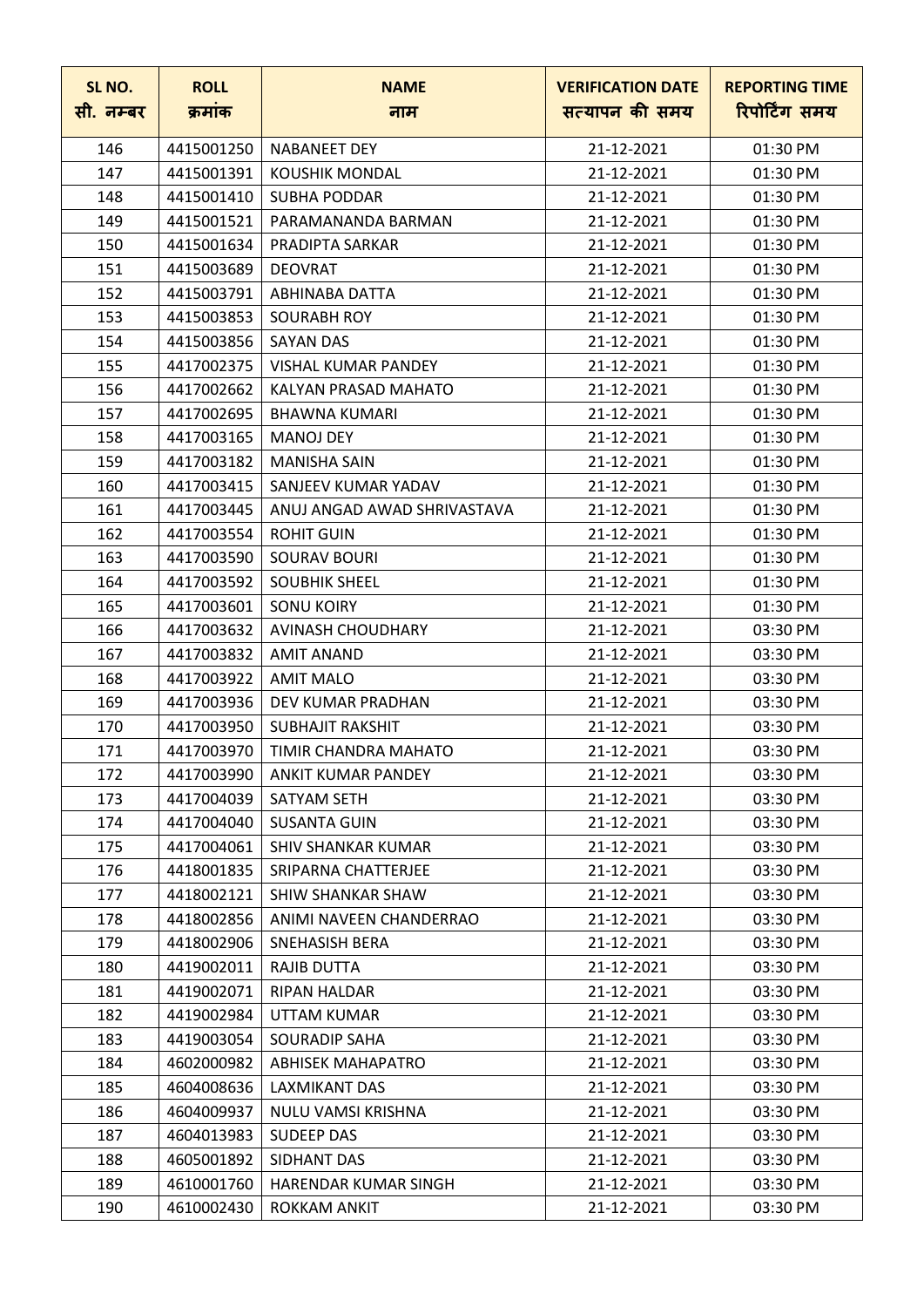| SL NO. सी. नम्बर | ROLL क्रमांक | NAME नाम | VERIFICATION DATE सत्यापन की समय | REPORTING TIME रिपोर्टिंग समय |
|---|---|---|---|---|
| 146 | 4415001250 | NABANEET DEY | 21-12-2021 | 01:30 PM |
| 147 | 4415001391 | KOUSHIK MONDAL | 21-12-2021 | 01:30 PM |
| 148 | 4415001410 | SUBHA PODDAR | 21-12-2021 | 01:30 PM |
| 149 | 4415001521 | PARAMANANDA BARMAN | 21-12-2021 | 01:30 PM |
| 150 | 4415001634 | PRADIPTA SARKAR | 21-12-2021 | 01:30 PM |
| 151 | 4415003689 | DEOVRAT | 21-12-2021 | 01:30 PM |
| 152 | 4415003791 | ABHINABA DATTA | 21-12-2021 | 01:30 PM |
| 153 | 4415003853 | SOURABH ROY | 21-12-2021 | 01:30 PM |
| 154 | 4415003856 | SAYAN DAS | 21-12-2021 | 01:30 PM |
| 155 | 4417002375 | VISHAL KUMAR PANDEY | 21-12-2021 | 01:30 PM |
| 156 | 4417002662 | KALYAN PRASAD MAHATO | 21-12-2021 | 01:30 PM |
| 157 | 4417002695 | BHAWNA KUMARI | 21-12-2021 | 01:30 PM |
| 158 | 4417003165 | MANOJ DEY | 21-12-2021 | 01:30 PM |
| 159 | 4417003182 | MANISHA SAIN | 21-12-2021 | 01:30 PM |
| 160 | 4417003415 | SANJEEV KUMAR YADAV | 21-12-2021 | 01:30 PM |
| 161 | 4417003445 | ANUJ ANGAD AWAD SHRIVASTAVA | 21-12-2021 | 01:30 PM |
| 162 | 4417003554 | ROHIT GUIN | 21-12-2021 | 01:30 PM |
| 163 | 4417003590 | SOURAV BOURI | 21-12-2021 | 01:30 PM |
| 164 | 4417003592 | SOUBHIK SHEEL | 21-12-2021 | 01:30 PM |
| 165 | 4417003601 | SONU KOIRY | 21-12-2021 | 01:30 PM |
| 166 | 4417003632 | AVINASH CHOUDHARY | 21-12-2021 | 03:30 PM |
| 167 | 4417003832 | AMIT ANAND | 21-12-2021 | 03:30 PM |
| 168 | 4417003922 | AMIT MALO | 21-12-2021 | 03:30 PM |
| 169 | 4417003936 | DEV KUMAR PRADHAN | 21-12-2021 | 03:30 PM |
| 170 | 4417003950 | SUBHAJIT RAKSHIT | 21-12-2021 | 03:30 PM |
| 171 | 4417003970 | TIMIR CHANDRA MAHATO | 21-12-2021 | 03:30 PM |
| 172 | 4417003990 | ANKIT KUMAR PANDEY | 21-12-2021 | 03:30 PM |
| 173 | 4417004039 | SATYAM SETH | 21-12-2021 | 03:30 PM |
| 174 | 4417004040 | SUSANTA GUIN | 21-12-2021 | 03:30 PM |
| 175 | 4417004061 | SHIV SHANKAR KUMAR | 21-12-2021 | 03:30 PM |
| 176 | 4418001835 | SRIPARNA CHATTERJEE | 21-12-2021 | 03:30 PM |
| 177 | 4418002121 | SHIW SHANKAR SHAW | 21-12-2021 | 03:30 PM |
| 178 | 4418002856 | ANIMI NAVEEN CHANDERRAO | 21-12-2021 | 03:30 PM |
| 179 | 4418002906 | SNEHASISH BERA | 21-12-2021 | 03:30 PM |
| 180 | 4419002011 | RAJIB DUTTA | 21-12-2021 | 03:30 PM |
| 181 | 4419002071 | RIPAN HALDAR | 21-12-2021 | 03:30 PM |
| 182 | 4419002984 | UTTAM KUMAR | 21-12-2021 | 03:30 PM |
| 183 | 4419003054 | SOURADIP SAHA | 21-12-2021 | 03:30 PM |
| 184 | 4602000982 | ABHISEK MAHAPATRO | 21-12-2021 | 03:30 PM |
| 185 | 4604008636 | LAXMIKANT DAS | 21-12-2021 | 03:30 PM |
| 186 | 4604009937 | NULU VAMSI KRISHNA | 21-12-2021 | 03:30 PM |
| 187 | 4604013983 | SUDEEP DAS | 21-12-2021 | 03:30 PM |
| 188 | 4605001892 | SIDHANT DAS | 21-12-2021 | 03:30 PM |
| 189 | 4610001760 | HARENDAR KUMAR SINGH | 21-12-2021 | 03:30 PM |
| 190 | 4610002430 | ROKKAM ANKIT | 21-12-2021 | 03:30 PM |